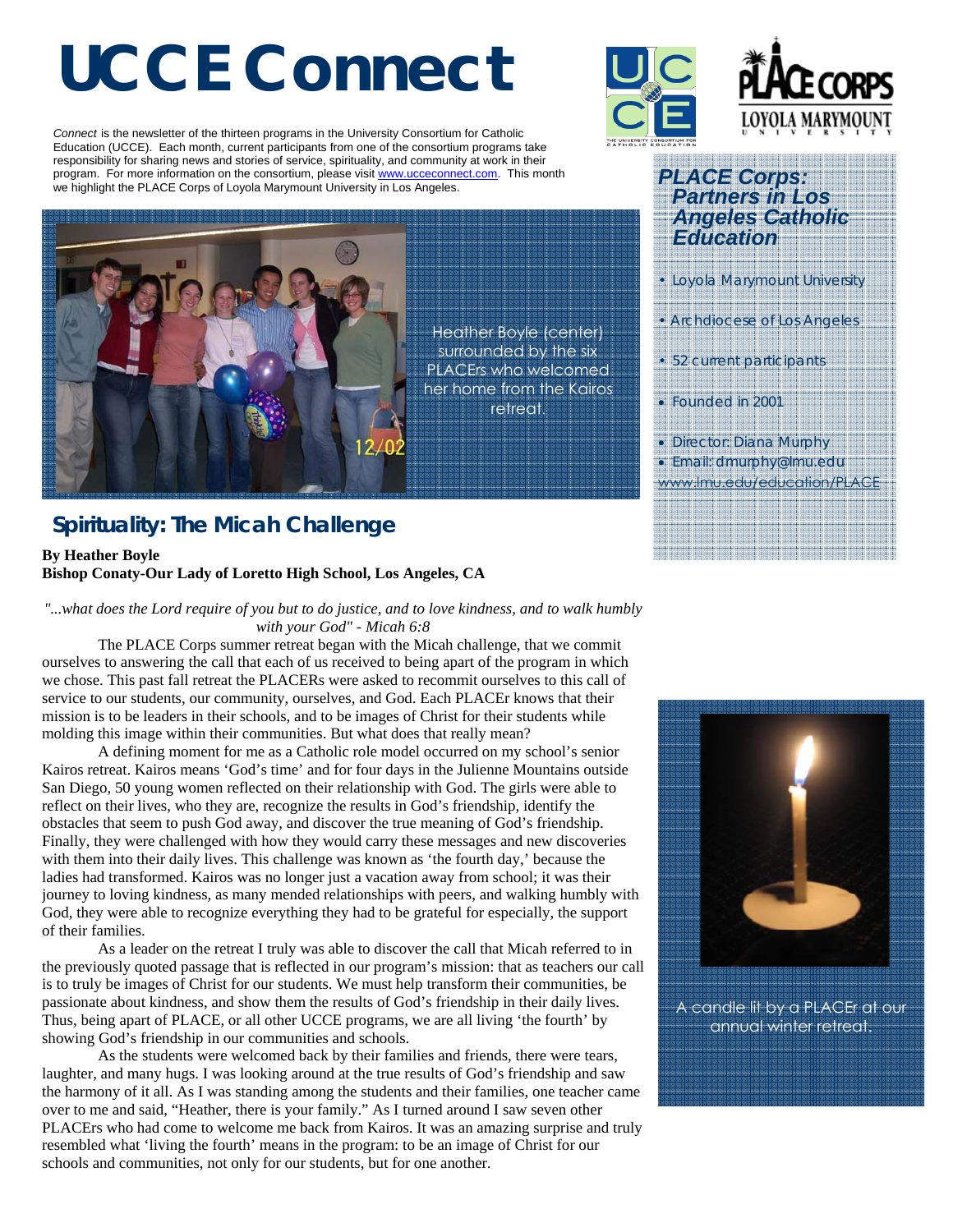# UCCE Connect

*Connect* is the newsletter of the thirteen programs in the University Consortium for Catholic Education (UCCE). Each month, current participants from one of the consortium programs take responsibility for sharing news and stories of service, spirituality, and community at work in their program. For more information on the consortium, please visit www.ucceconnect.com. This month we highlight the PLACE Corps of Loyola Marymount University in Los Angeles.

Heather Boyle (center) surrounded by the six PLACErs who welcomed her home from the Kairos retreat.

### *PLACE Corps: Partners in Los Angeles Catholic Education*

- Loyola Marymount University
- Archdiocese of Los Angeles
- 52 current participants
- Founded in 2001
- Director: Diana Murphy
- Email: dmurphy@lmu.edu

www.lmu.edu/education/PLACE

## Spirituality: The Micah Challenge

**By Heather Boyle**
**Bishop Conaty-Our Lady of Loretto High School, Los Angeles, CA**

*"...what does the Lord require of you but to do justice, and to love kindness, and to walk humbly with your God" - Micah 6:8*

The PLACE Corps summer retreat began with the Micah challenge, that we commit ourselves to answering the call that each of us received to being apart of the program in which we chose. This past fall retreat the PLACERs were asked to recommit ourselves to this call of service to our students, our community, ourselves, and God. Each PLACEr knows that their mission is to be leaders in their schools, and to be images of Christ for their students while molding this image within their communities. But what does that really mean?

A defining moment for me as a Catholic role model occurred on my school's senior Kairos retreat. Kairos means 'God's time' and for four days in the Julienne Mountains outside San Diego, 50 young women reflected on their relationship with God. The girls were able to reflect on their lives, who they are, recognize the results in God's friendship, identify the obstacles that seem to push God away, and discover the true meaning of God's friendship. Finally, they were challenged with how they would carry these messages and new discoveries with them into their daily lives. This challenge was known as 'the fourth day,' because the ladies had transformed. Kairos was no longer just a vacation away from school; it was their journey to loving kindness, as many mended relationships with peers, and walking humbly with God, they were able to recognize everything they had to be grateful for especially, the support of their families.

As a leader on the retreat I truly was able to discover the call that Micah referred to in the previously quoted passage that is reflected in our program's mission: that as teachers our call is to truly be images of Christ for our students. We must help transform their communities, be passionate about kindness, and show them the results of God's friendship in their daily lives. Thus, being apart of PLACE, or all other UCCE programs, we are all living 'the fourth' by showing God's friendship in our communities and schools.

As the students were welcomed back by their families and friends, there were tears, laughter, and many hugs. I was looking around at the true results of God's friendship and saw the harmony of it all. As I was standing among the students and their families, one teacher came over to me and said, "Heather, there is your family." As I turned around I saw seven other PLACErs who had come to welcome me back from Kairos. It was an amazing surprise and truly resembled what 'living the fourth' means in the program: to be an image of Christ for our schools and communities, not only for our students, but for one another.

A candle lit by a PLACEr at our annual winter retreat.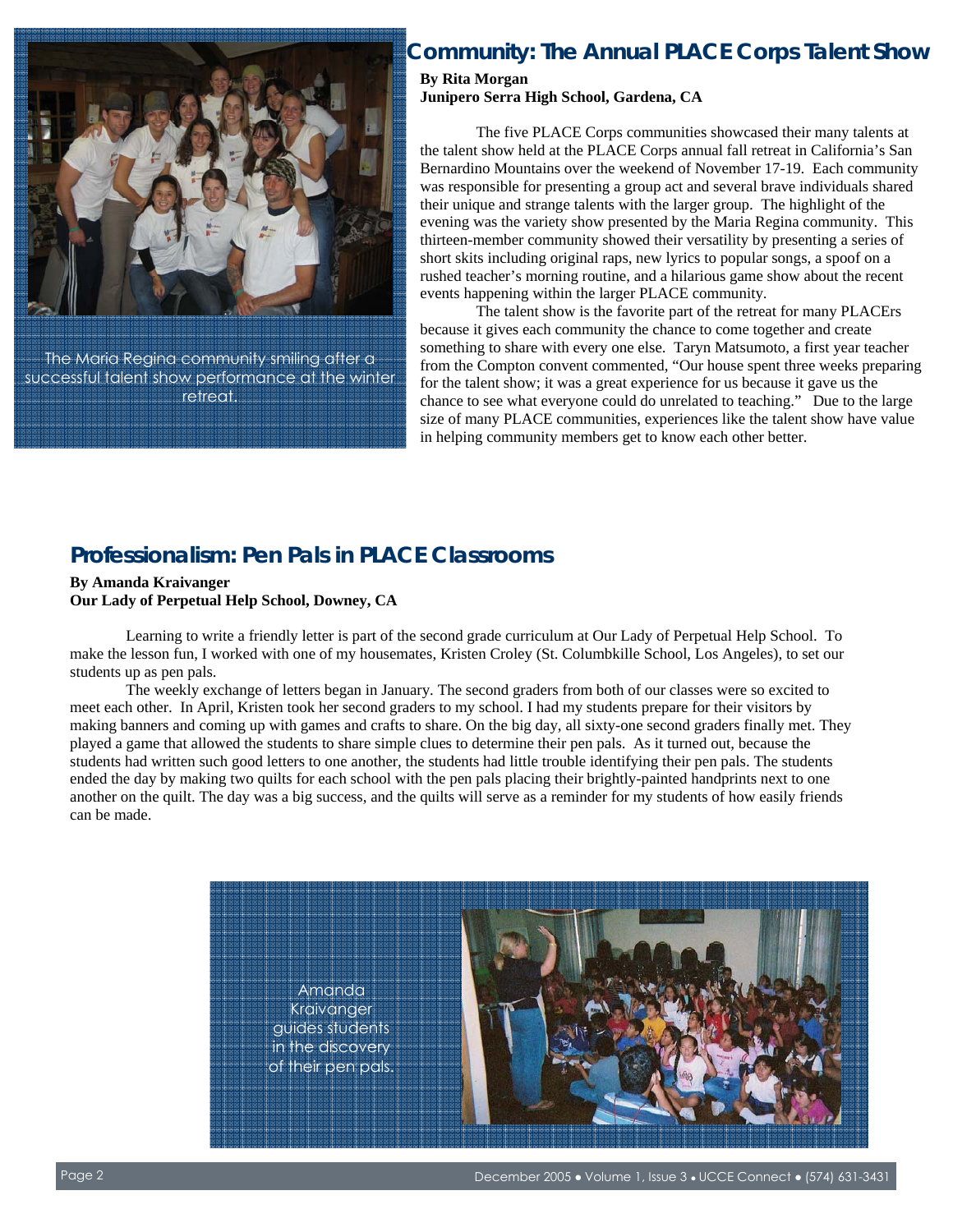The Maria Regina community smiling after a successful talent show performance at the winter retreat.

## Community: The Annual PLACE Corps Talent Show

**By Rita Morgan**
**Junipero Serra High School, Gardena, CA**

The five PLACE Corps communities showcased their many talents at the talent show held at the PLACE Corps annual fall retreat in California's San Bernardino Mountains over the weekend of November 17-19. Each community was responsible for presenting a group act and several brave individuals shared their unique and strange talents with the larger group. The highlight of the evening was the variety show presented by the Maria Regina community. This thirteen-member community showed their versatility by presenting a series of short skits including original raps, new lyrics to popular songs, a spoof on a rushed teacher's morning routine, and a hilarious game show about the recent events happening within the larger PLACE community.

The talent show is the favorite part of the retreat for many PLACErs because it gives each community the chance to come together and create something to share with every one else. Taryn Matsumoto, a first year teacher from the Compton convent commented, "Our house spent three weeks preparing for the talent show; it was a great experience for us because it gave us the chance to see what everyone could do unrelated to teaching." Due to the large size of many PLACE communities, experiences like the talent show have value in helping community members get to know each other better.

## Professionalism: Pen Pals in PLACE Classrooms

**By Amanda Kraivanger**
**Our Lady of Perpetual Help School, Downey, CA**

Learning to write a friendly letter is part of the second grade curriculum at Our Lady of Perpetual Help School. To make the lesson fun, I worked with one of my housemates, Kristen Croley (St. Columbkille School, Los Angeles), to set our students up as pen pals.

The weekly exchange of letters began in January. The second graders from both of our classes were so excited to meet each other. In April, Kristen took her second graders to my school. I had my students prepare for their visitors by making banners and coming up with games and crafts to share. On the big day, all sixty-one second graders finally met. They played a game that allowed the students to share simple clues to determine their pen pals. As it turned out, because the students had written such good letters to one another, the students had little trouble identifying their pen pals. The students ended the day by making two quilts for each school with the pen pals placing their brightly-painted handprints next to one another on the quilt. The day was a big success, and the quilts will serve as a reminder for my students of how easily friends can be made.

Amanda Kraivanger guides students in the discovery of their pen pals.